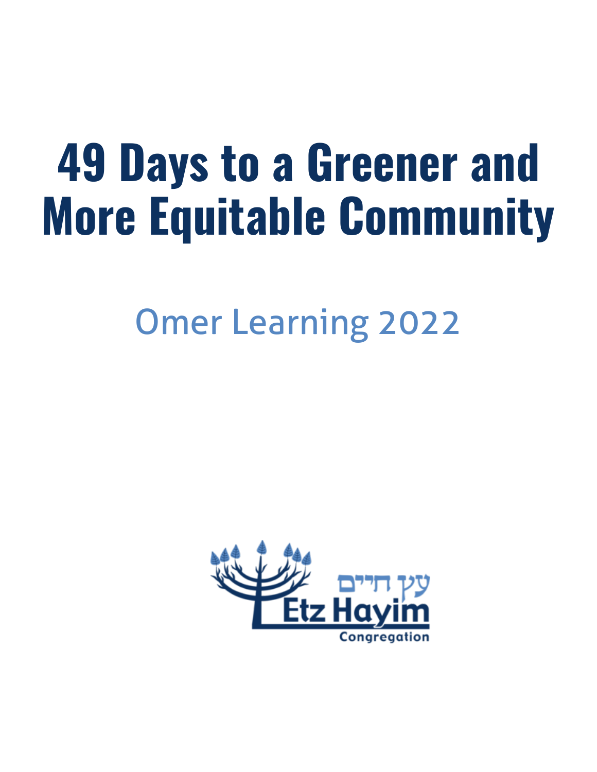# 49 Days to a Greener and More Equitable Community

## Omer Learning 2022

עץ חיים

Etz Hayim

Congregation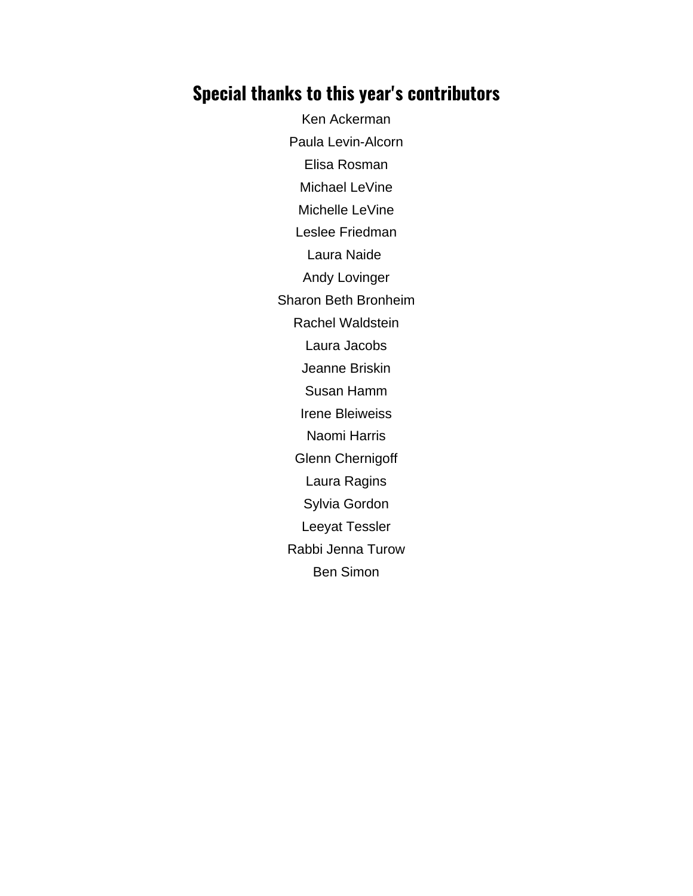## Special thanks to this year's contributors

Ken Ackerman

Paula Levin-Alcorn

Elisa Rosman

Michael LeVine

Michelle LeVine

Leslee Friedman

Laura Naide

Andy Lovinger

Sharon Beth Bronheim

Rachel Waldstein

Laura Jacobs

Jeanne Briskin

Susan Hamm

Irene Bleiweiss

Naomi Harris

Glenn Chernigoff

Laura Ragins

Sylvia Gordon

Leeyat Tessler

Rabbi Jenna Turow

Ben Simon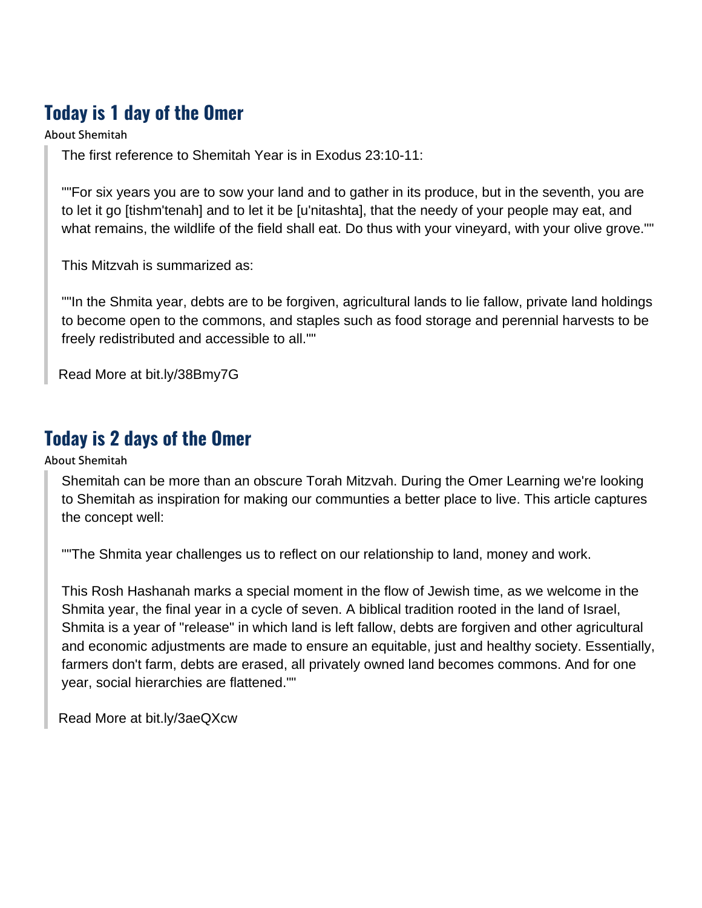## Today is 1 day of the Omer

About Shemitah

> The first reference to Shemitah Year is in Exodus 23:10-11:
>
> ""For six years you are to sow your land and to gather in its produce, but in the seventh, you are to let it go [tishm'tenah] and to let it be [u'nitashta], that the needy of your people may eat, and what remains, the wildlife of the field shall eat. Do thus with your vineyard, with your olive grove.""
>
> This Mitzvah is summarized as:
>
> ""In the Shmita year, debts are to be forgiven, agricultural lands to lie fallow, private land holdings to become open to the commons, and staples such as food storage and perennial harvests to be freely redistributed and accessible to all.""
>
> Read More at bit.ly/38Bmy7G

## Today is 2 days of the Omer

About Shemitah

> Shemitah can be more than an obscure Torah Mitzvah. During the Omer Learning we're looking to Shemitah as inspiration for making our communties a better place to live. This article captures the concept well:
>
> ""The Shmita year challenges us to reflect on our relationship to land, money and work.
>
> This Rosh Hashanah marks a special moment in the flow of Jewish time, as we welcome in the Shmita year, the final year in a cycle of seven. A biblical tradition rooted in the land of Israel, Shmita is a year of "release" in which land is left fallow, debts are forgiven and other agricultural and economic adjustments are made to ensure an equitable, just and healthy society. Essentially, farmers don't farm, debts are erased, all privately owned land becomes commons. And for one year, social hierarchies are flattened.""
>
> Read More at bit.ly/3aeQXcw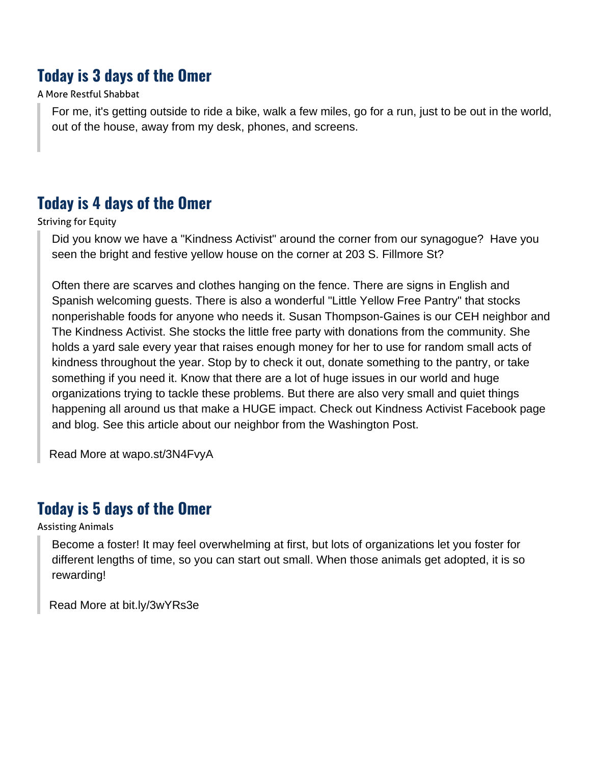## Today is 3 days of the Omer

A More Restful Shabbat

> For me, it's getting outside to ride a bike, walk a few miles, go for a run, just to be out in the world, out of the house, away from my desk, phones, and screens.

## Today is 4 days of the Omer

Striving for Equity

> Did you know we have a "Kindness Activist" around the corner from our synagogue?  Have you seen the bright and festive yellow house on the corner at 203 S. Fillmore St?
>
> Often there are scarves and clothes hanging on the fence. There are signs in English and Spanish welcoming guests. There is also a wonderful "Little Yellow Free Pantry" that stocks nonperishable foods for anyone who needs it. Susan Thompson-Gaines is our CEH neighbor and The Kindness Activist. She stocks the little free party with donations from the community. She holds a yard sale every year that raises enough money for her to use for random small acts of kindness throughout the year. Stop by to check it out, donate something to the pantry, or take something if you need it. Know that there are a lot of huge issues in our world and huge organizations trying to tackle these problems. But there are also very small and quiet things happening all around us that make a HUGE impact. Check out Kindness Activist Facebook page and blog. See this article about our neighbor from the Washington Post.
>
> Read More at wapo.st/3N4FvyA

## Today is 5 days of the Omer

Assisting Animals

> Become a foster! It may feel overwhelming at first, but lots of organizations let you foster for different lengths of time, so you can start out small. When those animals get adopted, it is so rewarding!
>
> Read More at bit.ly/3wYRs3e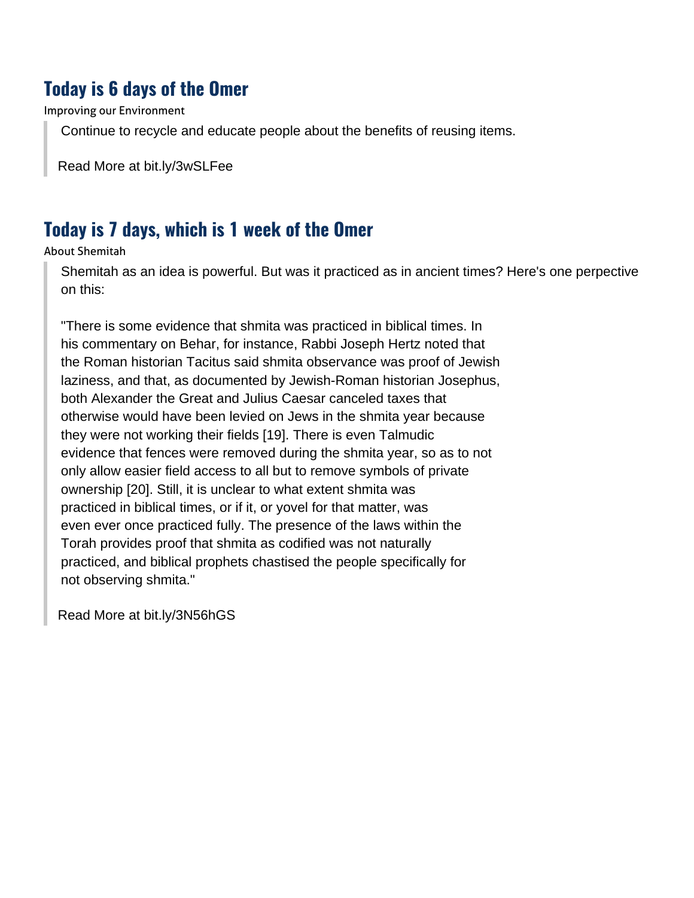## Today is 6 days of the Omer

Improving our Environment

> Continue to recycle and educate people about the benefits of reusing items.
>
> Read More at bit.ly/3wSLFee

## Today is 7 days, which is 1 week of the Omer

About Shemitah

> Shemitah as an idea is powerful. But was it practiced as in ancient times? Here's one perpective on this:
>
> "There is some evidence that shmita was practiced in biblical times. In his commentary on Behar, for instance, Rabbi Joseph Hertz noted that the Roman historian Tacitus said shmita observance was proof of Jewish laziness, and that, as documented by Jewish-Roman historian Josephus, both Alexander the Great and Julius Caesar canceled taxes that otherwise would have been levied on Jews in the shmita year because they were not working their fields [19]. There is even Talmudic evidence that fences were removed during the shmita year, so as to not only allow easier field access to all but to remove symbols of private ownership [20]. Still, it is unclear to what extent shmita was practiced in biblical times, or if it, or yovel for that matter, was even ever once practiced fully. The presence of the laws within the Torah provides proof that shmita as codified was not naturally practiced, and biblical prophets chastised the people specifically for not observing shmita."
>
> Read More at bit.ly/3N56hGS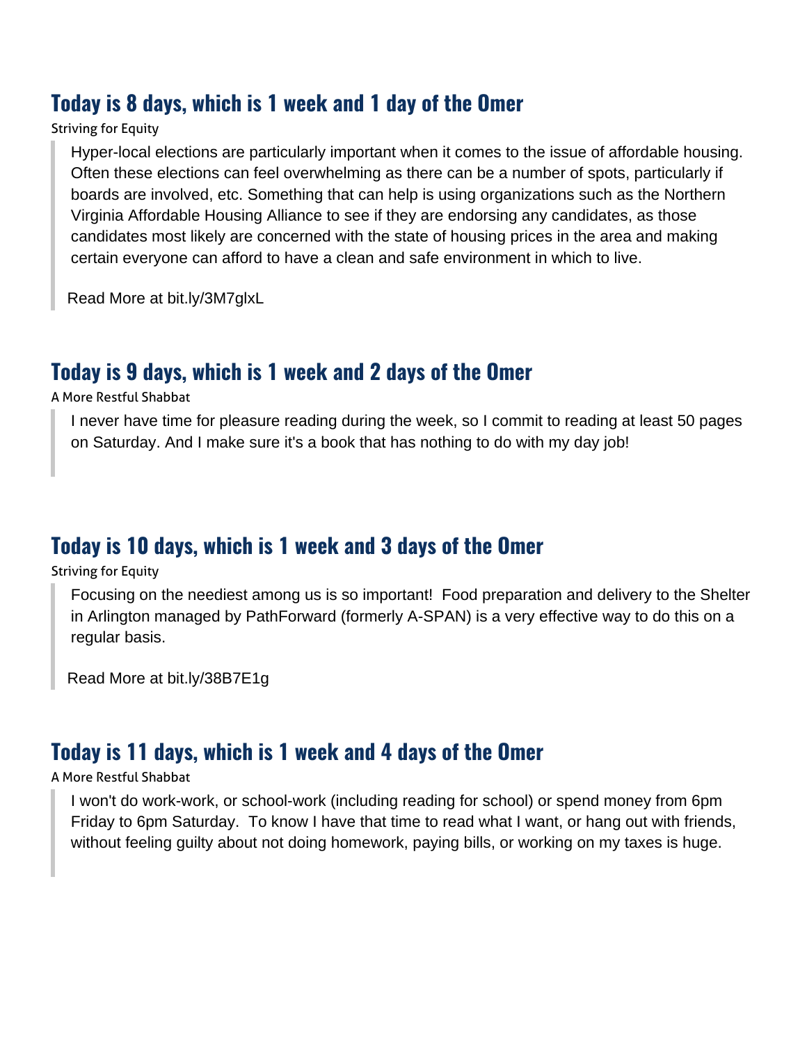## Today is 8 days, which is 1 week and 1 day of the Omer

Striving for Equity

> Hyper-local elections are particularly important when it comes to the issue of affordable housing. Often these elections can feel overwhelming as there can be a number of spots, particularly if boards are involved, etc. Something that can help is using organizations such as the Northern Virginia Affordable Housing Alliance to see if they are endorsing any candidates, as those candidates most likely are concerned with the state of housing prices in the area and making certain everyone can afford to have a clean and safe environment in which to live.
>
> Read More at bit.ly/3M7glxL

## Today is 9 days, which is 1 week and 2 days of the Omer

A More Restful Shabbat

> I never have time for pleasure reading during the week, so I commit to reading at least 50 pages on Saturday. And I make sure it's a book that has nothing to do with my day job!

## Today is 10 days, which is 1 week and 3 days of the Omer

Striving for Equity

> Focusing on the neediest among us is so important! Food preparation and delivery to the Shelter in Arlington managed by PathForward (formerly A-SPAN) is a very effective way to do this on a regular basis.
>
> Read More at bit.ly/38B7E1g

## Today is 11 days, which is 1 week and 4 days of the Omer

A More Restful Shabbat

> I won't do work-work, or school-work (including reading for school) or spend money from 6pm Friday to 6pm Saturday. To know I have that time to read what I want, or hang out with friends, without feeling guilty about not doing homework, paying bills, or working on my taxes is huge.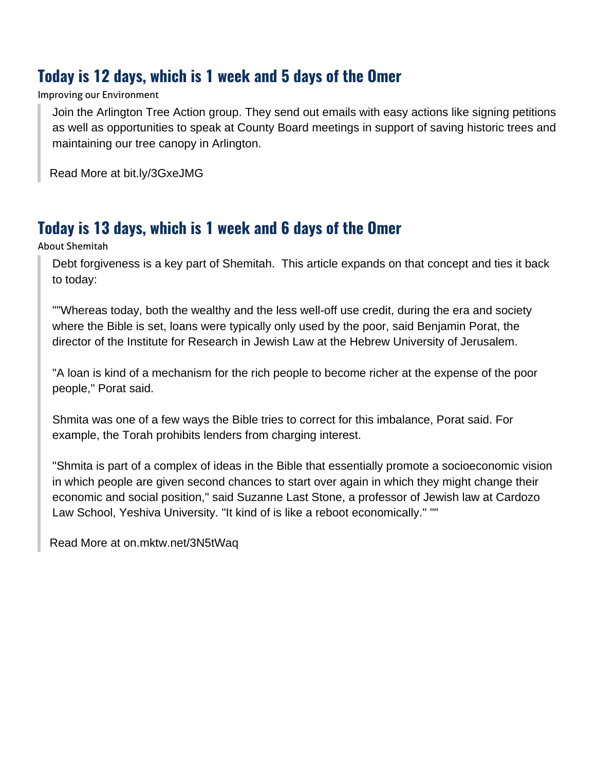## Today is 12 days, which is 1 week and 5 days of the Omer

Improving our Environment

> Join the Arlington Tree Action group. They send out emails with easy actions like signing petitions as well as opportunities to speak at County Board meetings in support of saving historic trees and maintaining our tree canopy in Arlington.
>
> Read More at bit.ly/3GxeJMG

## Today is 13 days, which is 1 week and 6 days of the Omer

About Shemitah

> Debt forgiveness is a key part of Shemitah. This article expands on that concept and ties it back to today:
>
> ""Whereas today, both the wealthy and the less well-off use credit, during the era and society where the Bible is set, loans were typically only used by the poor, said Benjamin Porat, the director of the Institute for Research in Jewish Law at the Hebrew University of Jerusalem.
>
> "A loan is kind of a mechanism for the rich people to become richer at the expense of the poor people," Porat said.
>
> Shmita was one of a few ways the Bible tries to correct for this imbalance, Porat said. For example, the Torah prohibits lenders from charging interest.
>
> "Shmita is part of a complex of ideas in the Bible that essentially promote a socioeconomic vision in which people are given second chances to start over again in which they might change their economic and social position," said Suzanne Last Stone, a professor of Jewish law at Cardozo Law School, Yeshiva University. "It kind of is like a reboot economically." ""
>
> Read More at on.mktw.net/3N5tWaq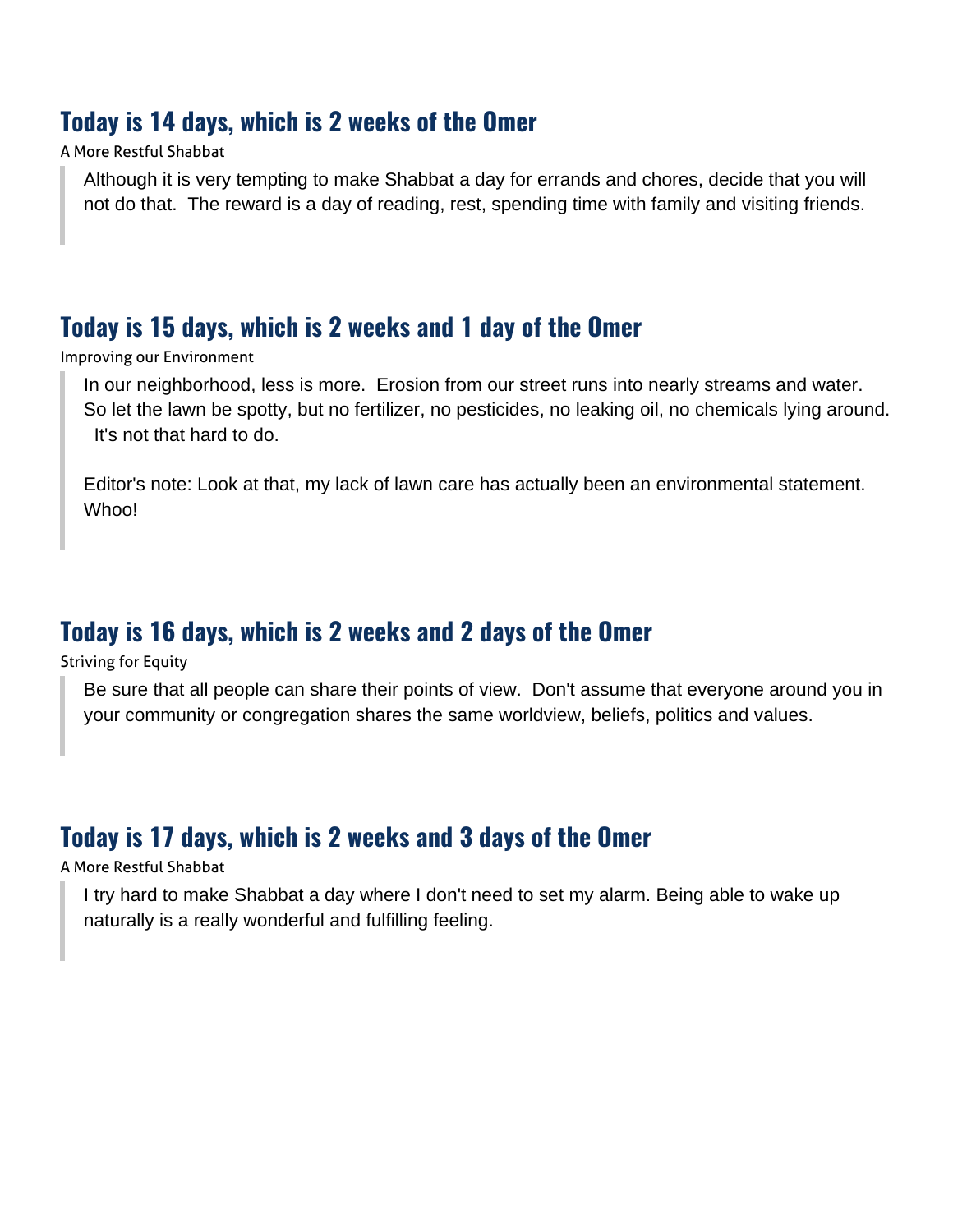## Today is 14 days, which is 2 weeks of the Omer

A More Restful Shabbat

> Although it is very tempting to make Shabbat a day for errands and chores, decide that you will not do that. The reward is a day of reading, rest, spending time with family and visiting friends.

## Today is 15 days, which is 2 weeks and 1 day of the Omer

Improving our Environment

> In our neighborhood, less is more. Erosion from our street runs into nearly streams and water. So let the lawn be spotty, but no fertilizer, no pesticides, no leaking oil, no chemicals lying around. It's not that hard to do.
>
> Editor's note: Look at that, my lack of lawn care has actually been an environmental statement. Whoo!

## Today is 16 days, which is 2 weeks and 2 days of the Omer

Striving for Equity

> Be sure that all people can share their points of view. Don't assume that everyone around you in your community or congregation shares the same worldview, beliefs, politics and values.

## Today is 17 days, which is 2 weeks and 3 days of the Omer

A More Restful Shabbat

> I try hard to make Shabbat a day where I don't need to set my alarm. Being able to wake up naturally is a really wonderful and fulfilling feeling.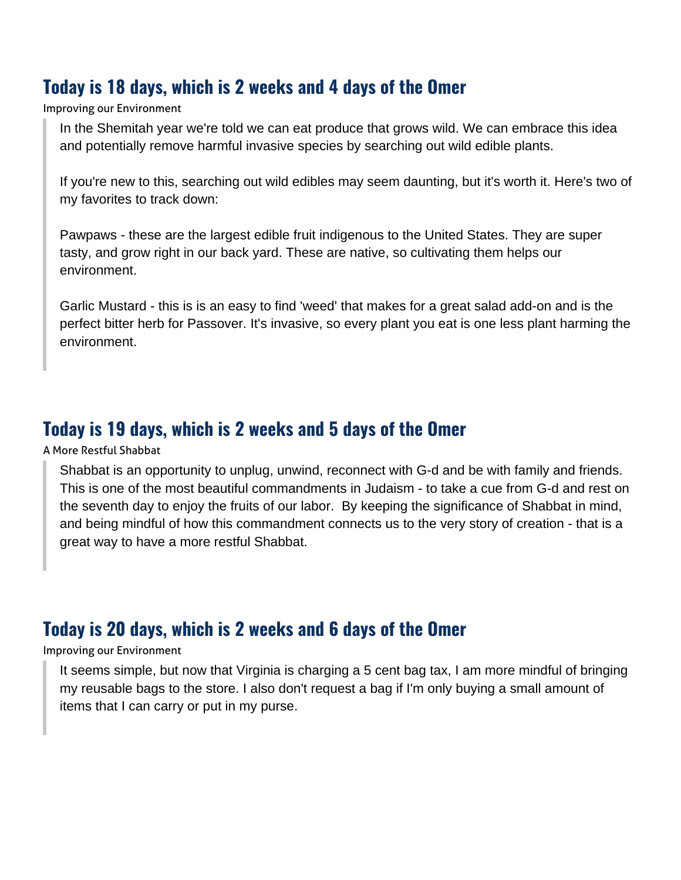## Today is 18 days, which is 2 weeks and 4 days of the Omer

Improving our Environment

> In the Shemitah year we're told we can eat produce that grows wild. We can embrace this idea and potentially remove harmful invasive species by searching out wild edible plants.
>
> If you're new to this, searching out wild edibles may seem daunting, but it's worth it. Here's two of my favorites to track down:
>
> Pawpaws - these are the largest edible fruit indigenous to the United States. They are super tasty, and grow right in our back yard. These are native, so cultivating them helps our environment.
>
> Garlic Mustard - this is is an easy to find 'weed' that makes for a great salad add-on and is the perfect bitter herb for Passover. It's invasive, so every plant you eat is one less plant harming the environment.

## Today is 19 days, which is 2 weeks and 5 days of the Omer

A More Restful Shabbat

> Shabbat is an opportunity to unplug, unwind, reconnect with G-d and be with family and friends. This is one of the most beautiful commandments in Judaism - to take a cue from G-d and rest on the seventh day to enjoy the fruits of our labor. By keeping the significance of Shabbat in mind, and being mindful of how this commandment connects us to the very story of creation - that is a great way to have a more restful Shabbat.

## Today is 20 days, which is 2 weeks and 6 days of the Omer

Improving our Environment

> It seems simple, but now that Virginia is charging a 5 cent bag tax, I am more mindful of bringing my reusable bags to the store. I also don't request a bag if I'm only buying a small amount of items that I can carry or put in my purse.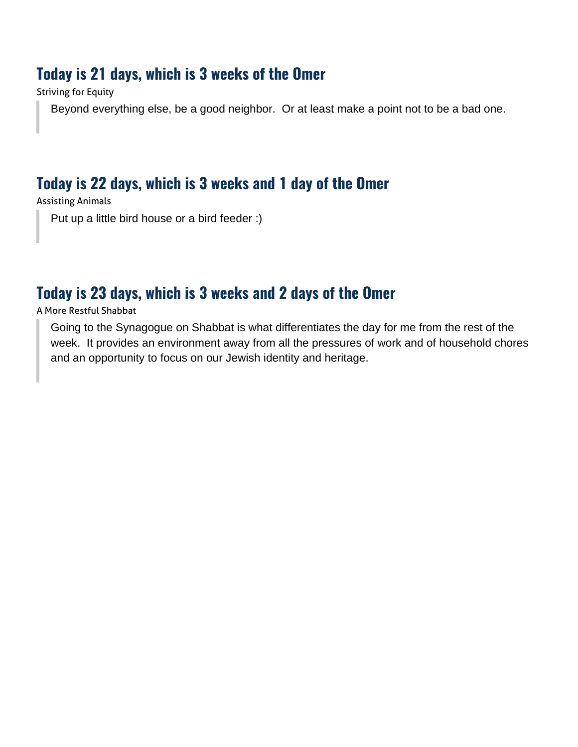## Today is 21 days, which is 3 weeks of the Omer

Striving for Equity

> Beyond everything else, be a good neighbor.  Or at least make a point not to be a bad one.

## Today is 22 days, which is 3 weeks and 1 day of the Omer

Assisting Animals

> Put up a little bird house or a bird feeder :)

## Today is 23 days, which is 3 weeks and 2 days of the Omer

A More Restful Shabbat

> Going to the Synagogue on Shabbat is what differentiates the day for me from the rest of the week.  It provides an environment away from all the pressures of work and of household chores and an opportunity to focus on our Jewish identity and heritage.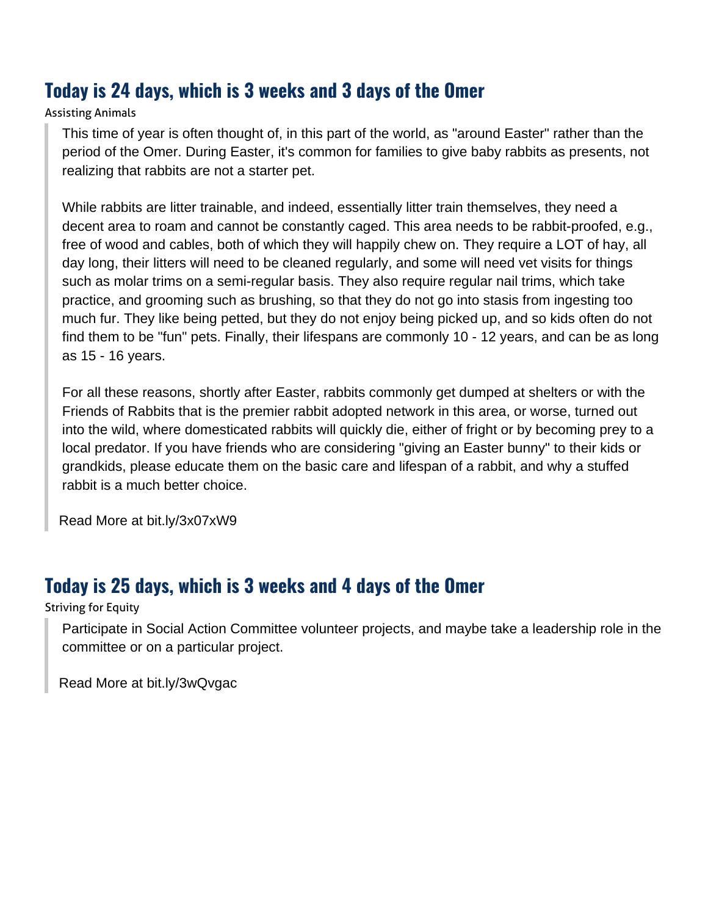## Today is 24 days, which is 3 weeks and 3 days of the Omer

Assisting Animals

> This time of year is often thought of, in this part of the world, as "around Easter" rather than the period of the Omer. During Easter, it's common for families to give baby rabbits as presents, not realizing that rabbits are not a starter pet.
>
> While rabbits are litter trainable, and indeed, essentially litter train themselves, they need a decent area to roam and cannot be constantly caged. This area needs to be rabbit-proofed, e.g., free of wood and cables, both of which they will happily chew on. They require a LOT of hay, all day long, their litters will need to be cleaned regularly, and some will need vet visits for things such as molar trims on a semi-regular basis. They also require regular nail trims, which take practice, and grooming such as brushing, so that they do not go into stasis from ingesting too much fur. They like being petted, but they do not enjoy being picked up, and so kids often do not find them to be "fun" pets. Finally, their lifespans are commonly 10 - 12 years, and can be as long as 15 - 16 years.
>
> For all these reasons, shortly after Easter, rabbits commonly get dumped at shelters or with the Friends of Rabbits that is the premier rabbit adopted network in this area, or worse, turned out into the wild, where domesticated rabbits will quickly die, either of fright or by becoming prey to a local predator. If you have friends who are considering "giving an Easter bunny" to their kids or grandkids, please educate them on the basic care and lifespan of a rabbit, and why a stuffed rabbit is a much better choice.
>
> Read More at bit.ly/3x07xW9

## Today is 25 days, which is 3 weeks and 4 days of the Omer

Striving for Equity

> Participate in Social Action Committee volunteer projects, and maybe take a leadership role in the committee or on a particular project.
>
> Read More at bit.ly/3wQvgac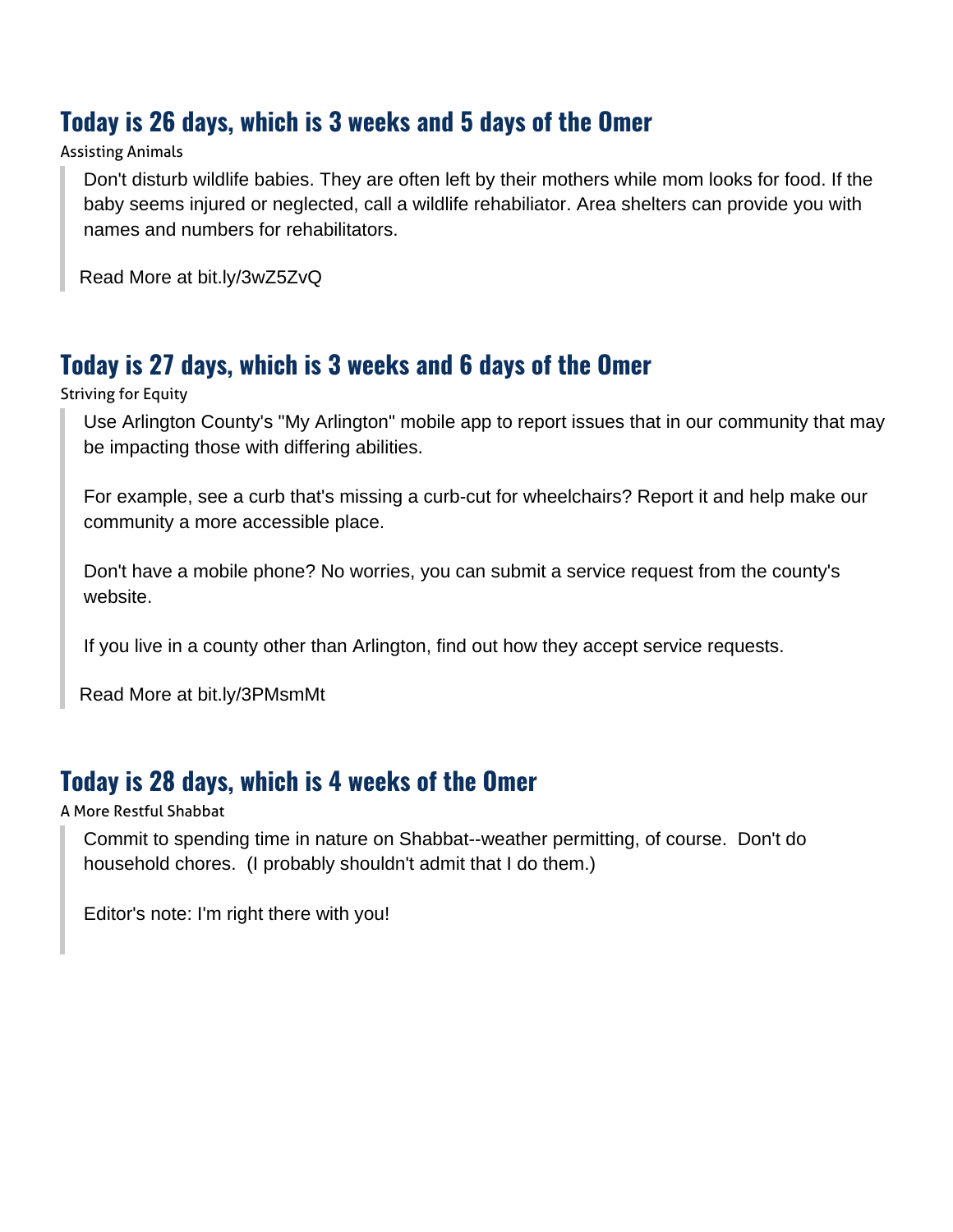## Today is 26 days, which is 3 weeks and 5 days of the Omer

Assisting Animals

> Don't disturb wildlife babies. They are often left by their mothers while mom looks for food. If the baby seems injured or neglected, call a wildlife rehabiliator. Area shelters can provide you with names and numbers for rehabilitators.
>
> Read More at bit.ly/3wZ5ZvQ

## Today is 27 days, which is 3 weeks and 6 days of the Omer

Striving for Equity

> Use Arlington County's "My Arlington" mobile app to report issues that in our community that may be impacting those with differing abilities.
>
> For example, see a curb that's missing a curb-cut for wheelchairs? Report it and help make our community a more accessible place.
>
> Don't have a mobile phone? No worries, you can submit a service request from the county's website.
>
> If you live in a county other than Arlington, find out how they accept service requests.
>
> Read More at bit.ly/3PMsmMt

## Today is 28 days, which is 4 weeks of the Omer

A More Restful Shabbat

> Commit to spending time in nature on Shabbat--weather permitting, of course. Don't do household chores. (I probably shouldn't admit that I do them.)
>
> Editor's note: I'm right there with you!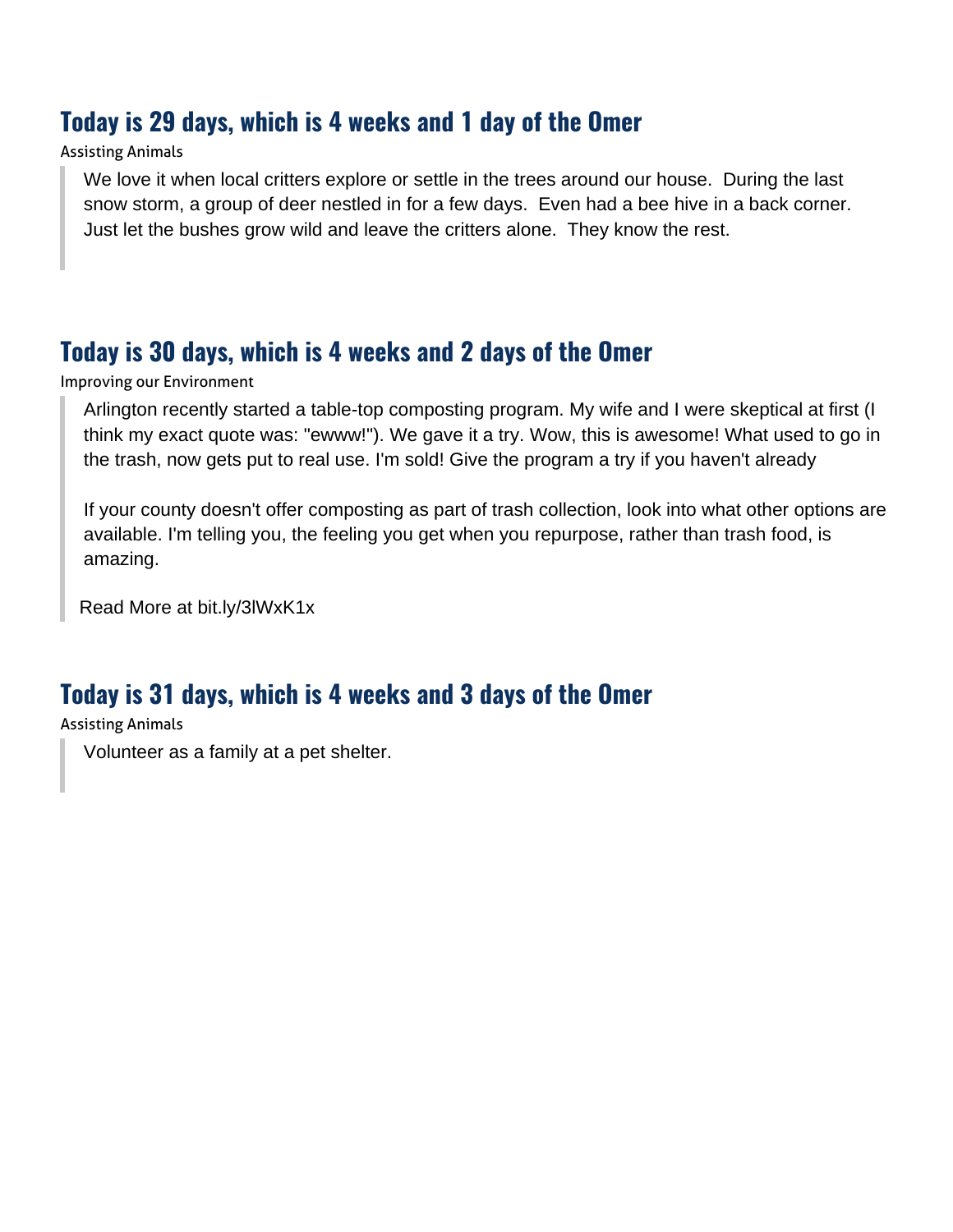## Today is 29 days, which is 4 weeks and 1 day of the Omer

Assisting Animals

> We love it when local critters explore or settle in the trees around our house. During the last snow storm, a group of deer nestled in for a few days. Even had a bee hive in a back corner. Just let the bushes grow wild and leave the critters alone. They know the rest.

## Today is 30 days, which is 4 weeks and 2 days of the Omer

Improving our Environment

> Arlington recently started a table-top composting program. My wife and I were skeptical at first (I think my exact quote was: "ewww!"). We gave it a try. Wow, this is awesome! What used to go in the trash, now gets put to real use. I'm sold! Give the program a try if you haven't already
>
> If your county doesn't offer composting as part of trash collection, look into what other options are available. I'm telling you, the feeling you get when you repurpose, rather than trash food, is amazing.
>
> Read More at bit.ly/3lWxK1x

## Today is 31 days, which is 4 weeks and 3 days of the Omer

Assisting Animals

> Volunteer as a family at a pet shelter.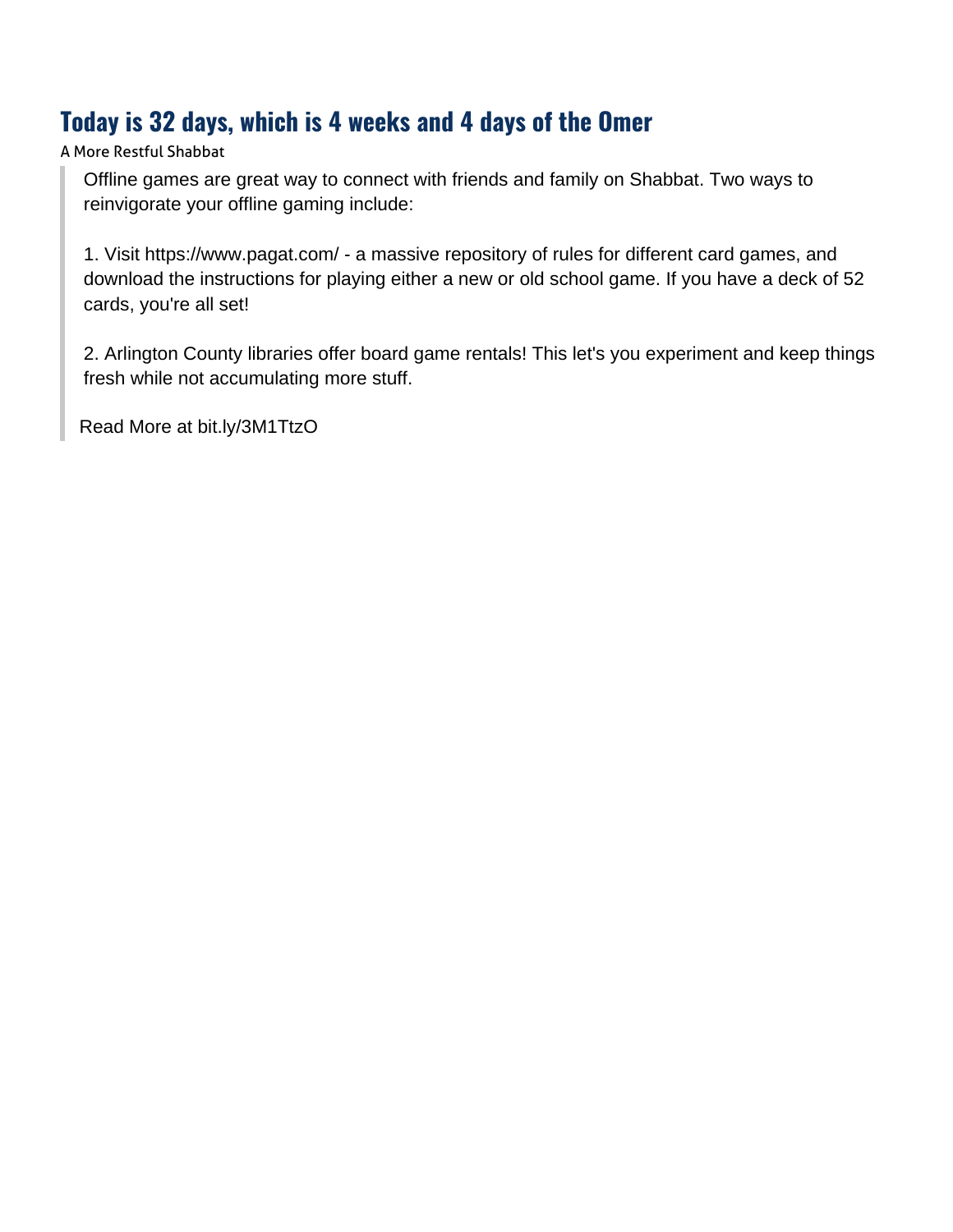## Today is 32 days, which is 4 weeks and 4 days of the Omer

A More Restful Shabbat

> Offline games are great way to connect with friends and family on Shabbat. Two ways to reinvigorate your offline gaming include:
>
> 1. Visit https://www.pagat.com/ - a massive repository of rules for different card games, and download the instructions for playing either a new or old school game. If you have a deck of 52 cards, you're all set!
>
> 2. Arlington County libraries offer board game rentals! This let's you experiment and keep things fresh while not accumulating more stuff.
>
> Read More at bit.ly/3M1TtzO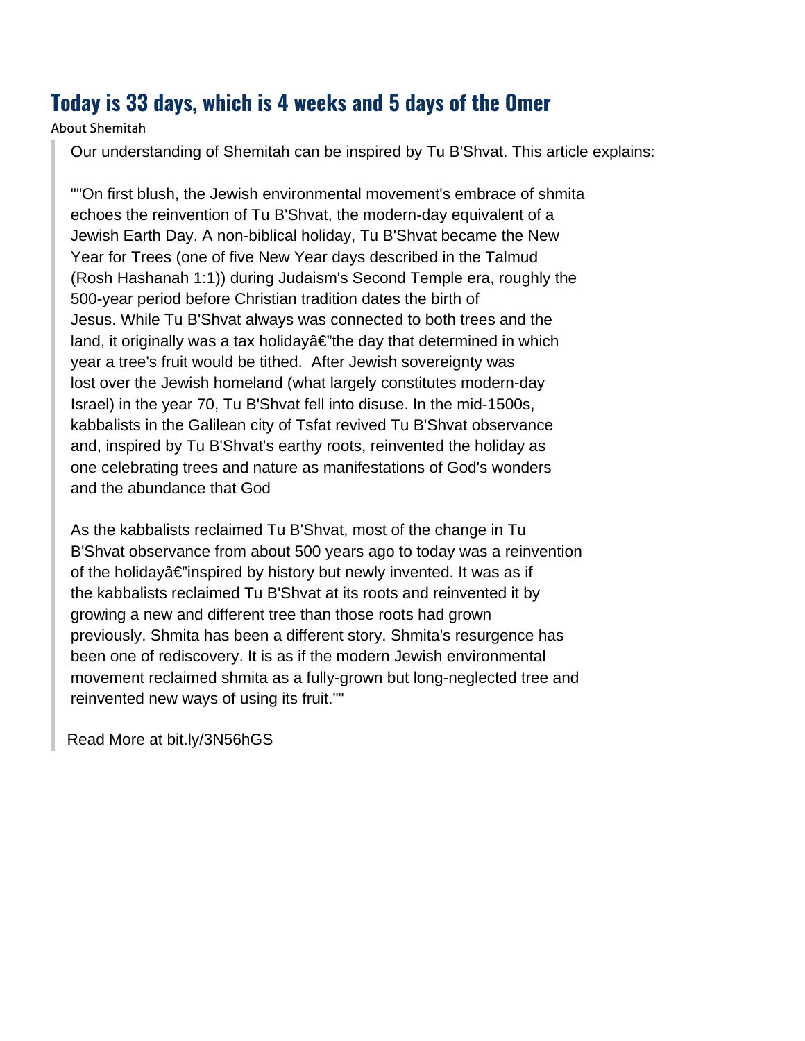## Today is 33 days, which is 4 weeks and 5 days of the Omer

About Shemitah

> Our understanding of Shemitah can be inspired by Tu B'Shvat. This article explains:
>
> ""On first blush, the Jewish environmental movement's embrace of shmita echoes the reinvention of Tu B'Shvat, the modern-day equivalent of a Jewish Earth Day. A non-biblical holiday, Tu B'Shvat became the New Year for Trees (one of five New Year days described in the Talmud (Rosh Hashanah 1:1)) during Judaism's Second Temple era, roughly the 500-year period before Christian tradition dates the birth of Jesus. While Tu B'Shvat always was connected to both trees and the land, it originally was a tax holidayâ€"the day that determined in which year a tree's fruit would be tithed. After Jewish sovereignty was lost over the Jewish homeland (what largely constitutes modern-day Israel) in the year 70, Tu B'Shvat fell into disuse. In the mid-1500s, kabbalists in the Galilean city of Tsfat revived Tu B'Shvat observance and, inspired by Tu B'Shvat's earthy roots, reinvented the holiday as one celebrating trees and nature as manifestations of God's wonders and the abundance that God
>
> As the kabbalists reclaimed Tu B'Shvat, most of the change in Tu B'Shvat observance from about 500 years ago to today was a reinvention of the holidayâ€"inspired by history but newly invented. It was as if the kabbalists reclaimed Tu B'Shvat at its roots and reinvented it by growing a new and different tree than those roots had grown previously. Shmita has been a different story. Shmita's resurgence has been one of rediscovery. It is as if the modern Jewish environmental movement reclaimed shmita as a fully-grown but long-neglected tree and reinvented new ways of using its fruit.""
>
> Read More at bit.ly/3N56hGS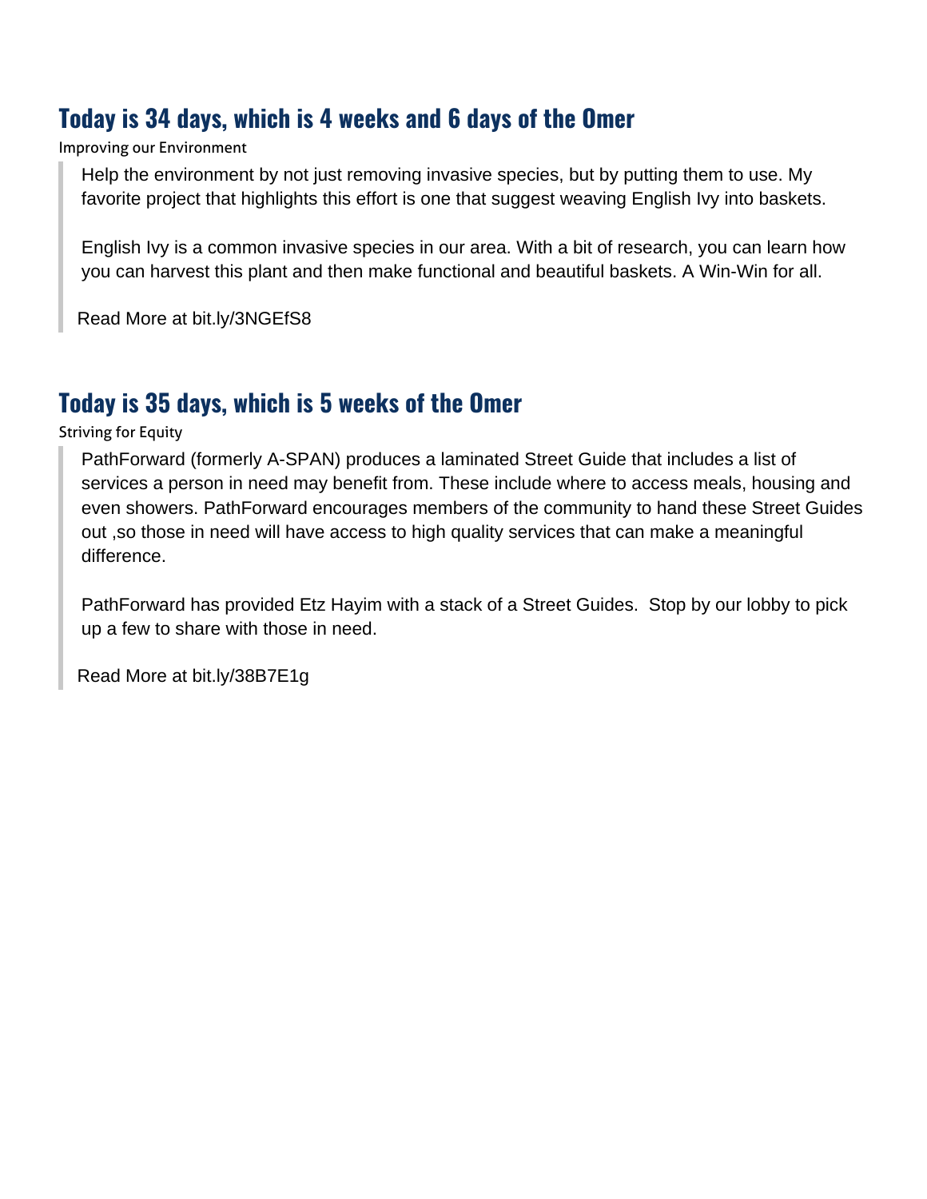## Today is 34 days, which is 4 weeks and 6 days of the Omer

Improving our Environment

> Help the environment by not just removing invasive species, but by putting them to use. My favorite project that highlights this effort is one that suggest weaving English Ivy into baskets.
>
> English Ivy is a common invasive species in our area. With a bit of research, you can learn how you can harvest this plant and then make functional and beautiful baskets. A Win-Win for all.
>
> Read More at bit.ly/3NGEfS8

## Today is 35 days, which is 5 weeks of the Omer

Striving for Equity

> PathForward (formerly A-SPAN) produces a laminated Street Guide that includes a list of services a person in need may benefit from. These include where to access meals, housing and even showers. PathForward encourages members of the community to hand these Street Guides out ,so those in need will have access to high quality services that can make a meaningful difference.
>
> PathForward has provided Etz Hayim with a stack of a Street Guides. Stop by our lobby to pick up a few to share with those in need.
>
> Read More at bit.ly/38B7E1g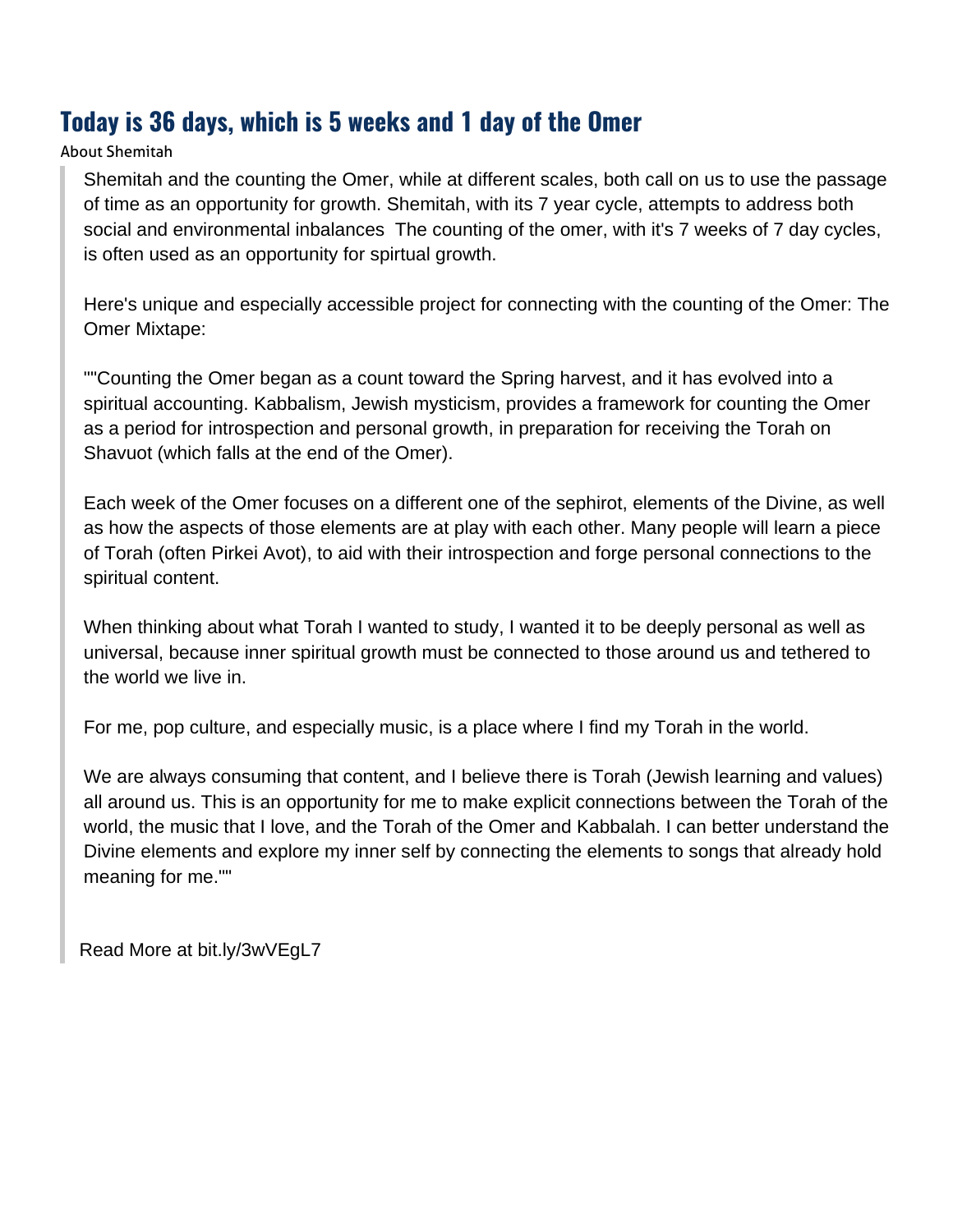## Today is 36 days, which is 5 weeks and 1 day of the Omer

About Shemitah

> Shemitah and the counting the Omer, while at different scales, both call on us to use the passage of time as an opportunity for growth. Shemitah, with its 7 year cycle, attempts to address both social and environmental inbalances  The counting of the omer, with it's 7 weeks of 7 day cycles, is often used as an opportunity for spirtual growth.
>
> Here's unique and especially accessible project for connecting with the counting of the Omer: The Omer Mixtape:
>
> ""Counting the Omer began as a count toward the Spring harvest, and it has evolved into a spiritual accounting. Kabbalism, Jewish mysticism, provides a framework for counting the Omer as a period for introspection and personal growth, in preparation for receiving the Torah on Shavuot (which falls at the end of the Omer).
>
> Each week of the Omer focuses on a different one of the sephirot, elements of the Divine, as well as how the aspects of those elements are at play with each other. Many people will learn a piece of Torah (often Pirkei Avot), to aid with their introspection and forge personal connections to the spiritual content.
>
> When thinking about what Torah I wanted to study, I wanted it to be deeply personal as well as universal, because inner spiritual growth must be connected to those around us and tethered to the world we live in.
>
> For me, pop culture, and especially music, is a place where I find my Torah in the world.
>
> We are always consuming that content, and I believe there is Torah (Jewish learning and values) all around us. This is an opportunity for me to make explicit connections between the Torah of the world, the music that I love, and the Torah of the Omer and Kabbalah. I can better understand the Divine elements and explore my inner self by connecting the elements to songs that already hold meaning for me.""
>
> Read More at bit.ly/3wVEgL7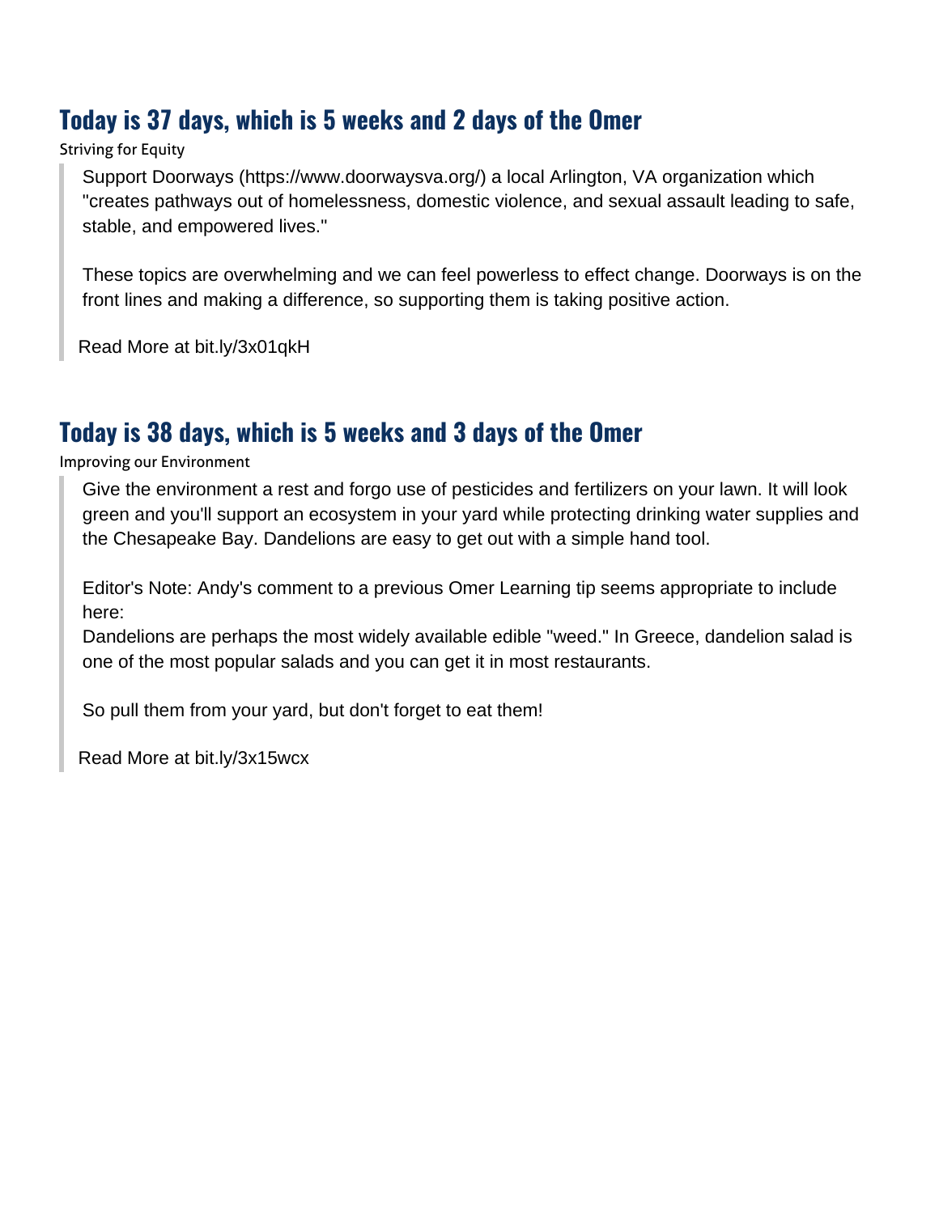## Today is 37 days, which is 5 weeks and 2 days of the Omer

Striving for Equity

> Support Doorways (https://www.doorwaysva.org/) a local Arlington, VA organization which "creates pathways out of homelessness, domestic violence, and sexual assault leading to safe, stable, and empowered lives."
>
> These topics are overwhelming and we can feel powerless to effect change. Doorways is on the front lines and making a difference, so supporting them is taking positive action.
>
> Read More at bit.ly/3x01qkH

## Today is 38 days, which is 5 weeks and 3 days of the Omer

Improving our Environment

> Give the environment a rest and forgo use of pesticides and fertilizers on your lawn. It will look green and you'll support an ecosystem in your yard while protecting drinking water supplies and the Chesapeake Bay. Dandelions are easy to get out with a simple hand tool.
>
> Editor's Note: Andy's comment to a previous Omer Learning tip seems appropriate to include here:
> Dandelions are perhaps the most widely available edible "weed." In Greece, dandelion salad is one of the most popular salads and you can get it in most restaurants.
>
> So pull them from your yard, but don't forget to eat them!
>
> Read More at bit.ly/3x15wcx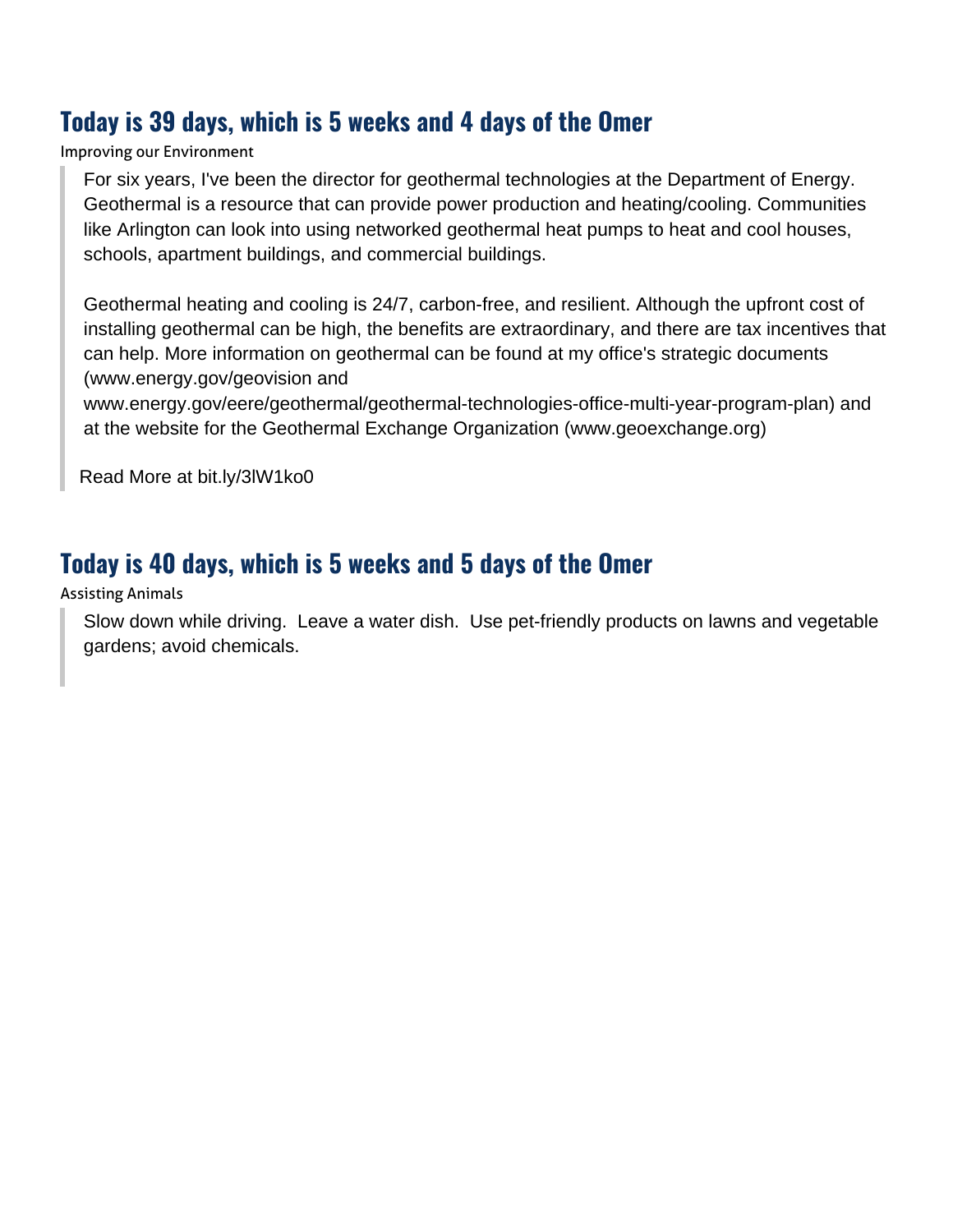## Today is 39 days, which is 5 weeks and 4 days of the Omer

Improving our Environment

> For six years, I've been the director for geothermal technologies at the Department of Energy. Geothermal is a resource that can provide power production and heating/cooling. Communities like Arlington can look into using networked geothermal heat pumps to heat and cool houses, schools, apartment buildings, and commercial buildings.
>
> Geothermal heating and cooling is 24/7, carbon-free, and resilient. Although the upfront cost of installing geothermal can be high, the benefits are extraordinary, and there are tax incentives that can help. More information on geothermal can be found at my office's strategic documents (www.energy.gov/geovision and www.energy.gov/eere/geothermal/geothermal-technologies-office-multi-year-program-plan) and at the website for the Geothermal Exchange Organization (www.geoexchange.org)
>
> Read More at bit.ly/3lW1ko0

## Today is 40 days, which is 5 weeks and 5 days of the Omer

Assisting Animals

> Slow down while driving. Leave a water dish. Use pet-friendly products on lawns and vegetable gardens; avoid chemicals.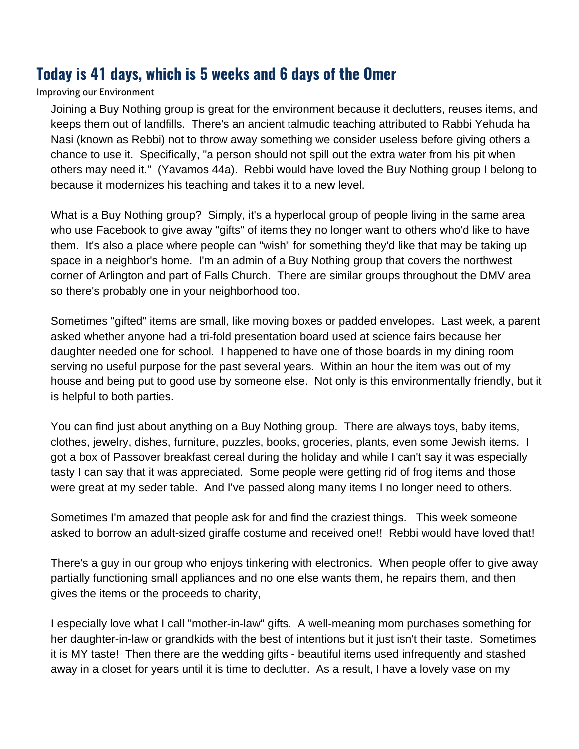## Today is 41 days, which is 5 weeks and 6 days of the Omer

Improving our Environment

Joining a Buy Nothing group is great for the environment because it declutters, reuses items, and keeps them out of landfills. There's an ancient talmudic teaching attributed to Rabbi Yehuda ha Nasi (known as Rebbi) not to throw away something we consider useless before giving others a chance to use it. Specifically, "a person should not spill out the extra water from his pit when others may need it." (Yavamos 44a). Rebbi would have loved the Buy Nothing group I belong to because it modernizes his teaching and takes it to a new level.

What is a Buy Nothing group? Simply, it's a hyperlocal group of people living in the same area who use Facebook to give away "gifts" of items they no longer want to others who'd like to have them. It's also a place where people can "wish" for something they'd like that may be taking up space in a neighbor's home. I'm an admin of a Buy Nothing group that covers the northwest corner of Arlington and part of Falls Church. There are similar groups throughout the DMV area so there's probably one in your neighborhood too.

Sometimes "gifted" items are small, like moving boxes or padded envelopes. Last week, a parent asked whether anyone had a tri-fold presentation board used at science fairs because her daughter needed one for school. I happened to have one of those boards in my dining room serving no useful purpose for the past several years. Within an hour the item was out of my house and being put to good use by someone else. Not only is this environmentally friendly, but it is helpful to both parties.

You can find just about anything on a Buy Nothing group. There are always toys, baby items, clothes, jewelry, dishes, furniture, puzzles, books, groceries, plants, even some Jewish items. I got a box of Passover breakfast cereal during the holiday and while I can't say it was especially tasty I can say that it was appreciated. Some people were getting rid of frog items and those were great at my seder table. And I've passed along many items I no longer need to others.

Sometimes I'm amazed that people ask for and find the craziest things. This week someone asked to borrow an adult-sized giraffe costume and received one!! Rebbi would have loved that!

There's a guy in our group who enjoys tinkering with electronics. When people offer to give away partially functioning small appliances and no one else wants them, he repairs them, and then gives the items or the proceeds to charity,

I especially love what I call "mother-in-law" gifts. A well-meaning mom purchases something for her daughter-in-law or grandkids with the best of intentions but it just isn't their taste. Sometimes it is MY taste! Then there are the wedding gifts - beautiful items used infrequently and stashed away in a closet for years until it is time to declutter. As a result, I have a lovely vase on my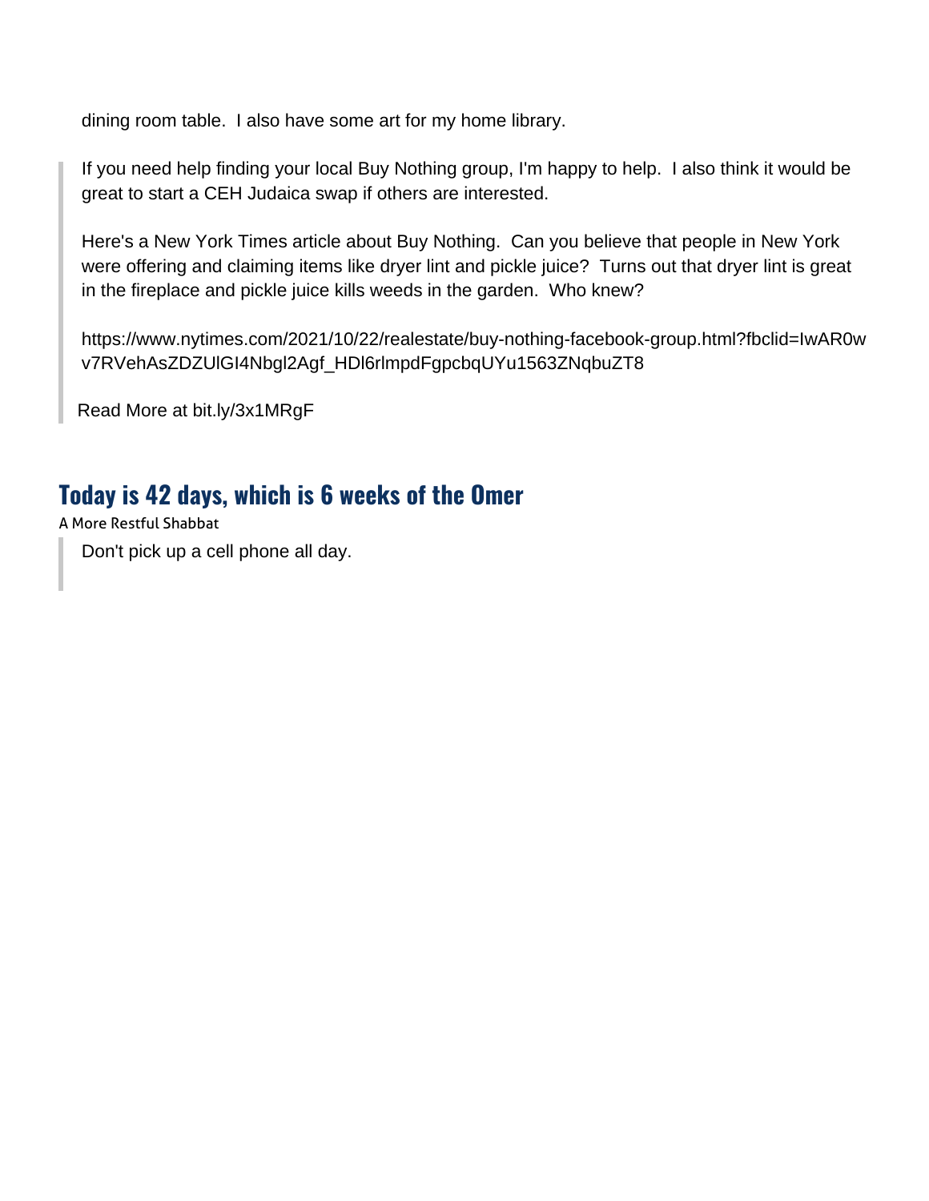dining room table.  I also have some art for my home library.

> If you need help finding your local Buy Nothing group, I'm happy to help.  I also think it would be great to start a CEH Judaica swap if others are interested.
>
> Here's a New York Times article about Buy Nothing.  Can you believe that people in New York were offering and claiming items like dryer lint and pickle juice?  Turns out that dryer lint is great in the fireplace and pickle juice kills weeds in the garden.  Who knew?
>
> https://www.nytimes.com/2021/10/22/realestate/buy-nothing-facebook-group.html?fbclid=IwAR0wv7RVehAsZDZUlGI4Nbgl2Agf_HDl6rlmpdFgpcbqUYu1563ZNqbuZT8
>
> Read More at bit.ly/3x1MRgF

## Today is 42 days, which is 6 weeks of the Omer

A More Restful Shabbat

> Don't pick up a cell phone all day.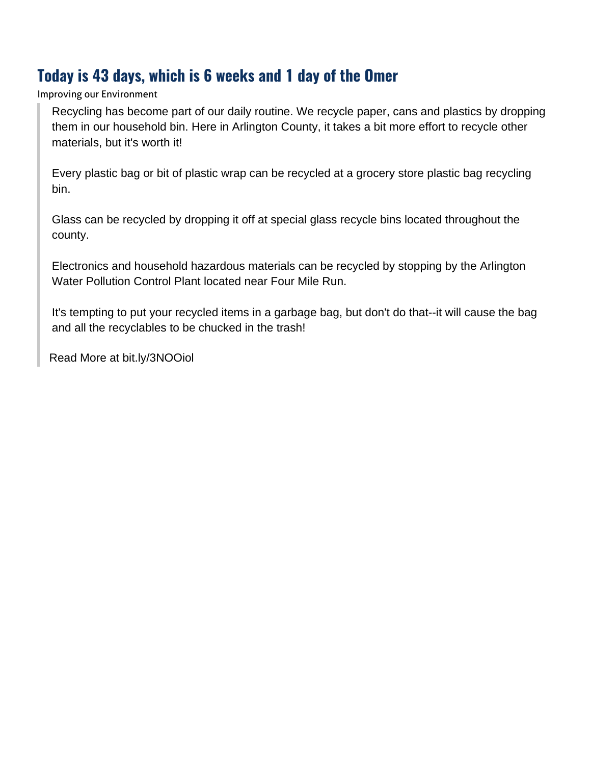## Today is 43 days, which is 6 weeks and 1 day of the Omer

Improving our Environment

> Recycling has become part of our daily routine. We recycle paper, cans and plastics by dropping them in our household bin. Here in Arlington County, it takes a bit more effort to recycle other materials, but it's worth it!
>
> Every plastic bag or bit of plastic wrap can be recycled at a grocery store plastic bag recycling bin.
>
> Glass can be recycled by dropping it off at special glass recycle bins located throughout the county.
>
> Electronics and household hazardous materials can be recycled by stopping by the Arlington Water Pollution Control Plant located near Four Mile Run.
>
> It's tempting to put your recycled items in a garbage bag, but don't do that--it will cause the bag and all the recyclables to be chucked in the trash!
>
> Read More at bit.ly/3NOOiol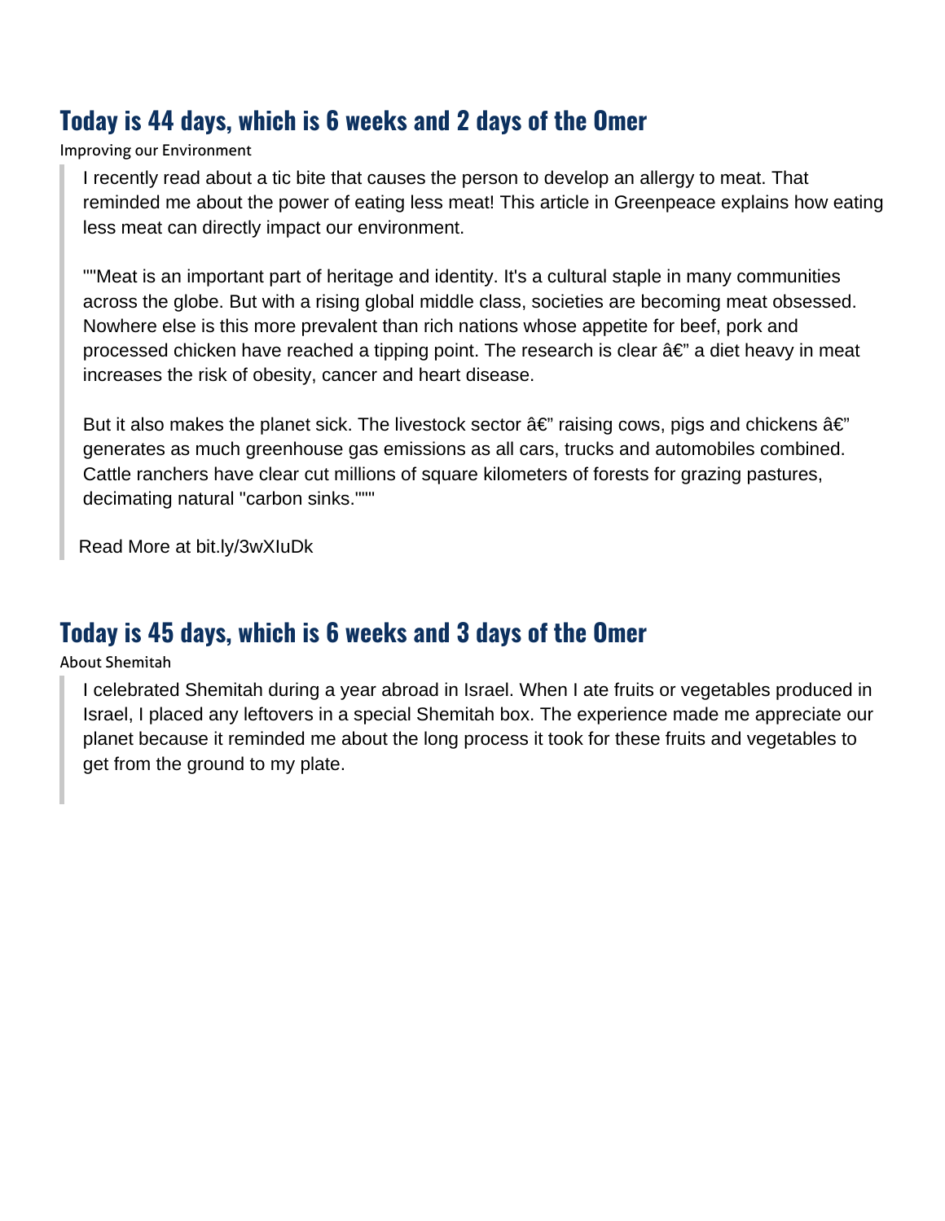## Today is 44 days, which is 6 weeks and 2 days of the Omer

Improving our Environment

> I recently read about a tic bite that causes the person to develop an allergy to meat. That reminded me about the power of eating less meat! This article in Greenpeace explains how eating less meat can directly impact our environment.
>
> ""Meat is an important part of heritage and identity. It's a cultural staple in many communities across the globe. But with a rising global middle class, societies are becoming meat obsessed. Nowhere else is this more prevalent than rich nations whose appetite for beef, pork and processed chicken have reached a tipping point. The research is clear â€" a diet heavy in meat increases the risk of obesity, cancer and heart disease.
>
> But it also makes the planet sick. The livestock sector â€" raising cows, pigs and chickens â€" generates as much greenhouse gas emissions as all cars, trucks and automobiles combined. Cattle ranchers have clear cut millions of square kilometers of forests for grazing pastures, decimating natural "carbon sinks.""""
>
> Read More at bit.ly/3wXIuDk

## Today is 45 days, which is 6 weeks and 3 days of the Omer

About Shemitah

> I celebrated Shemitah during a year abroad in Israel. When I ate fruits or vegetables produced in Israel, I placed any leftovers in a special Shemitah box. The experience made me appreciate our planet because it reminded me about the long process it took for these fruits and vegetables to get from the ground to my plate.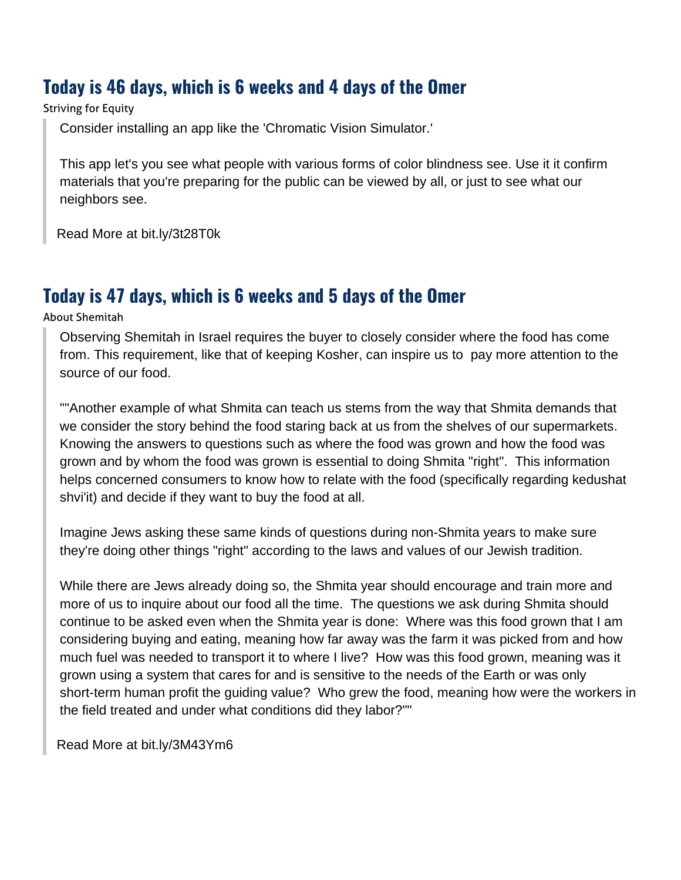## Today is 46 days, which is 6 weeks and 4 days of the Omer

Striving for Equity

> Consider installing an app like the 'Chromatic Vision Simulator.'
>
> This app let's you see what people with various forms of color blindness see. Use it it confirm materials that you're preparing for the public can be viewed by all, or just to see what our neighbors see.
>
> Read More at bit.ly/3t28T0k

## Today is 47 days, which is 6 weeks and 5 days of the Omer

About Shemitah

> Observing Shemitah in Israel requires the buyer to closely consider where the food has come from. This requirement, like that of keeping Kosher, can inspire us to pay more attention to the source of our food.
>
> ""Another example of what Shmita can teach us stems from the way that Shmita demands that we consider the story behind the food staring back at us from the shelves of our supermarkets. Knowing the answers to questions such as where the food was grown and how the food was grown and by whom the food was grown is essential to doing Shmita "right". This information helps concerned consumers to know how to relate with the food (specifically regarding kedushat shvi'it) and decide if they want to buy the food at all.
>
> Imagine Jews asking these same kinds of questions during non-Shmita years to make sure they're doing other things "right" according to the laws and values of our Jewish tradition.
>
> While there are Jews already doing so, the Shmita year should encourage and train more and more of us to inquire about our food all the time. The questions we ask during Shmita should continue to be asked even when the Shmita year is done: Where was this food grown that I am considering buying and eating, meaning how far away was the farm it was picked from and how much fuel was needed to transport it to where I live? How was this food grown, meaning was it grown using a system that cares for and is sensitive to the needs of the Earth or was only short-term human profit the guiding value? Who grew the food, meaning how were the workers in the field treated and under what conditions did they labor?""
>
> Read More at bit.ly/3M43Ym6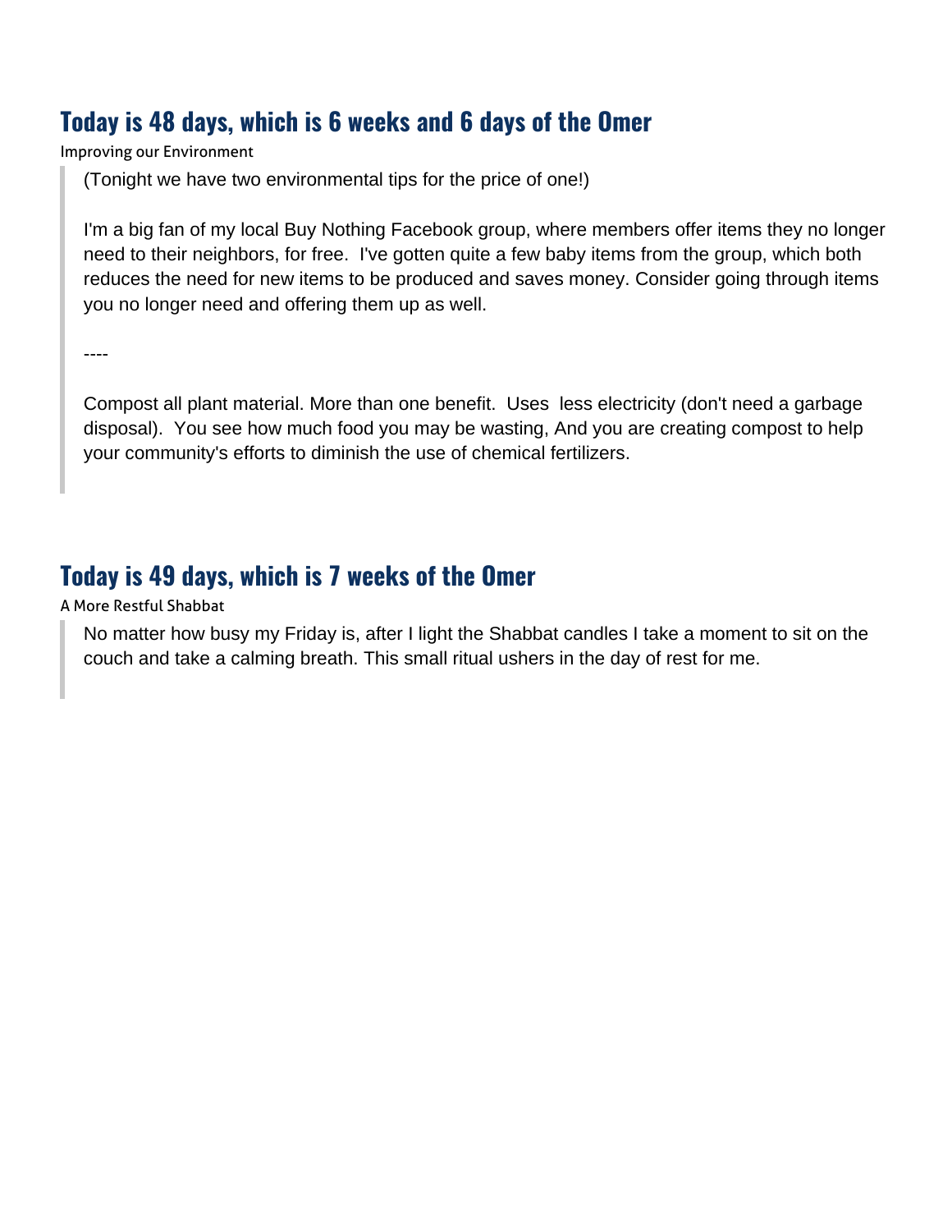## Today is 48 days, which is 6 weeks and 6 days of the Omer

Improving our Environment

> (Tonight we have two environmental tips for the price of one!)
>
> I'm a big fan of my local Buy Nothing Facebook group, where members offer items they no longer need to their neighbors, for free. I've gotten quite a few baby items from the group, which both reduces the need for new items to be produced and saves money. Consider going through items you no longer need and offering them up as well.
>
> ----
>
> Compost all plant material. More than one benefit. Uses less electricity (don't need a garbage disposal). You see how much food you may be wasting, And you are creating compost to help your community's efforts to diminish the use of chemical fertilizers.

## Today is 49 days, which is 7 weeks of the Omer

A More Restful Shabbat

> No matter how busy my Friday is, after I light the Shabbat candles I take a moment to sit on the couch and take a calming breath. This small ritual ushers in the day of rest for me.